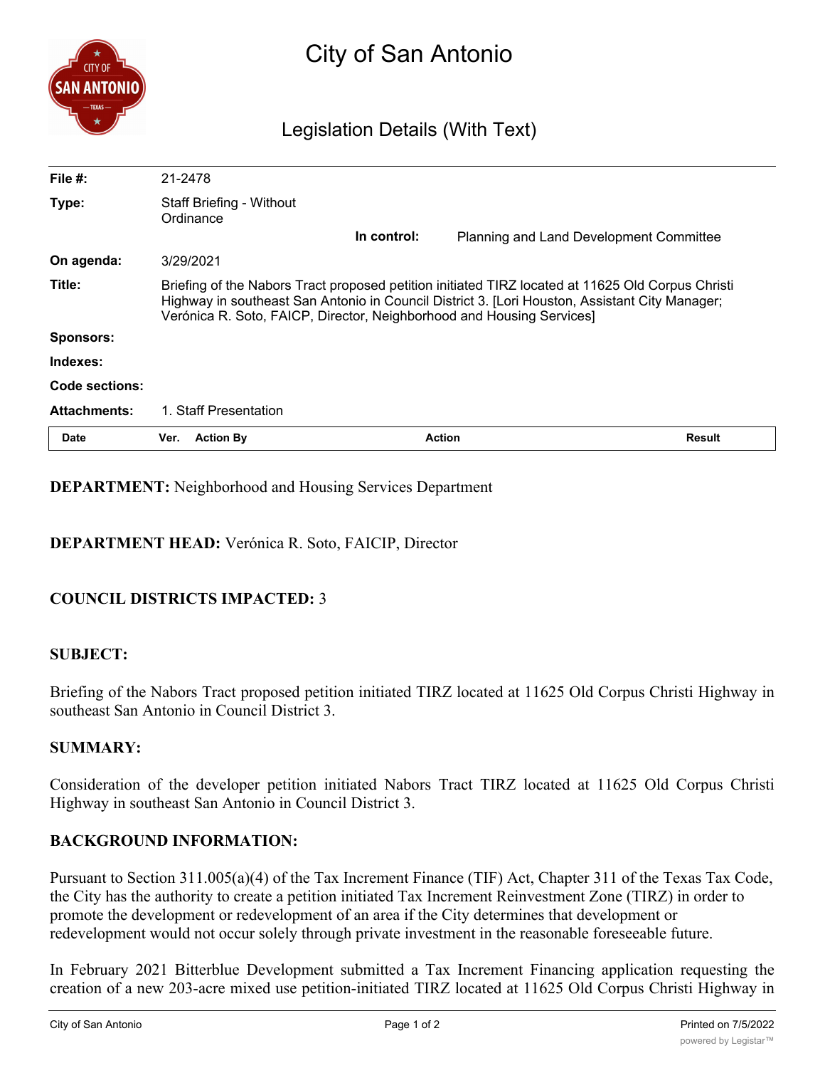# City of San Antonio

## Legislation Details (With Text)

| | |
|---|---|
| **File #:** | 21-2478 |
| **Type:** | Staff Briefing - Without Ordinance |
| **In control:** | Planning and Land Development Committee |
| **On agenda:** | 3/29/2021 |
| **Title:** | Briefing of the Nabors Tract proposed petition initiated TIRZ located at 11625 Old Corpus Christi Highway in southeast San Antonio in Council District 3. [Lori Houston, Assistant City Manager; Verónica R. Soto, FAICP, Director, Neighborhood and Housing Services] |
| **Sponsors:** | |
| **Indexes:** | |
| **Code sections:** | |
| **Attachments:** | 1. Staff Presentation |

| Date | Ver. | Action By | Action | Result |
|---|---|---|---|---|

**DEPARTMENT:** Neighborhood and Housing Services Department

**DEPARTMENT HEAD:** Verónica R. Soto, FAICIP, Director

**COUNCIL DISTRICTS IMPACTED:** 3

**SUBJECT:**

Briefing of the Nabors Tract proposed petition initiated TIRZ located at 11625 Old Corpus Christi Highway in southeast San Antonio in Council District 3.

**SUMMARY:**

Consideration of the developer petition initiated Nabors Tract TIRZ located at 11625 Old Corpus Christi Highway in southeast San Antonio in Council District 3.

**BACKGROUND INFORMATION:**

Pursuant to Section 311.005(a)(4) of the Tax Increment Finance (TIF) Act, Chapter 311 of the Texas Tax Code, the City has the authority to create a petition initiated Tax Increment Reinvestment Zone (TIRZ) in order to promote the development or redevelopment of an area if the City determines that development or redevelopment would not occur solely through private investment in the reasonable foreseeable future.

In February 2021 Bitterblue Development submitted a Tax Increment Financing application requesting the creation of a new 203-acre mixed use petition-initiated TIRZ located at 11625 Old Corpus Christi Highway in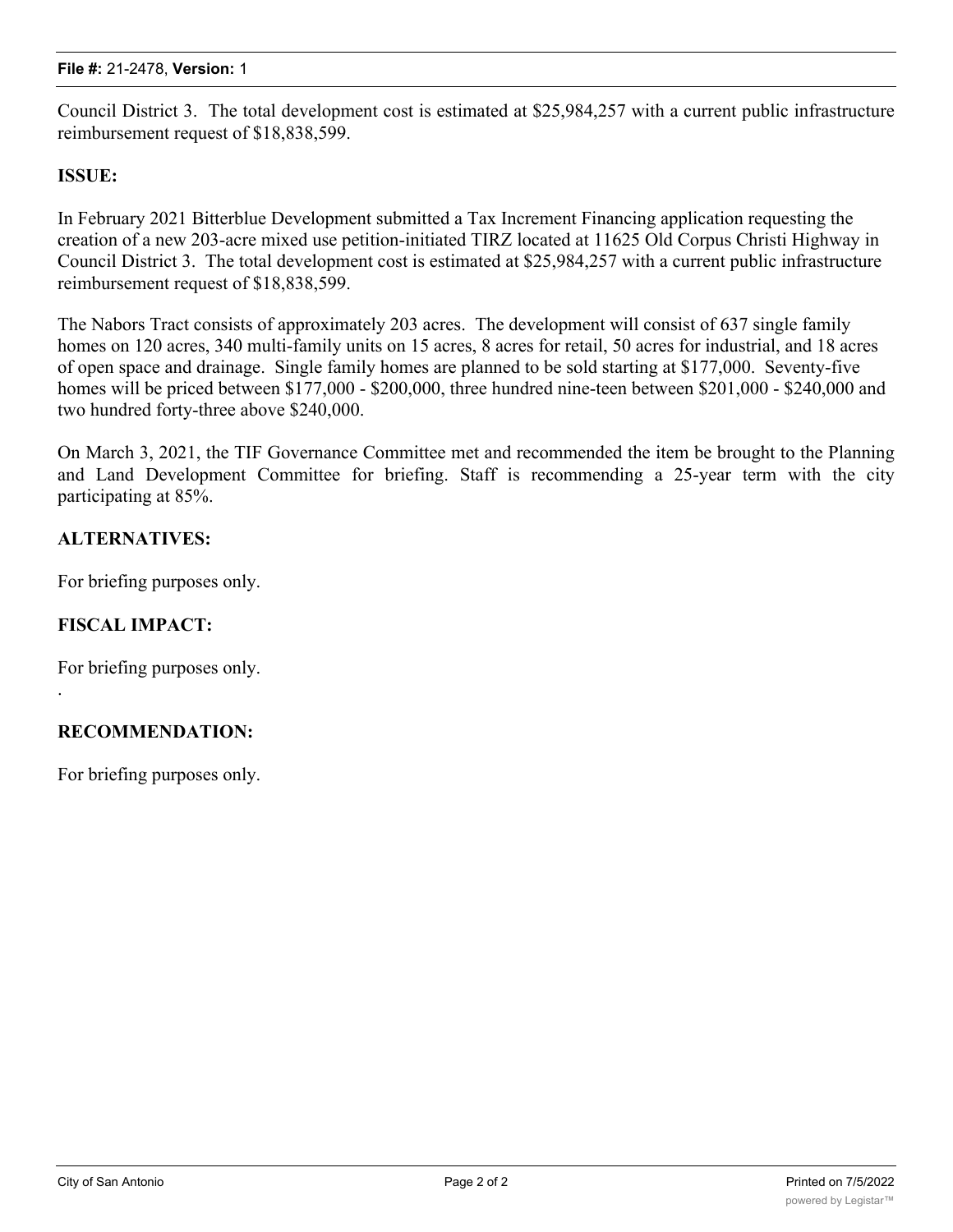Council District 3. The total development cost is estimated at $25,984,257 with a current public infrastructure reimbursement request of $18,838,599.

**ISSUE:**

In February 2021 Bitterblue Development submitted a Tax Increment Financing application requesting the creation of a new 203-acre mixed use petition-initiated TIRZ located at 11625 Old Corpus Christi Highway in Council District 3. The total development cost is estimated at $25,984,257 with a current public infrastructure reimbursement request of $18,838,599.

The Nabors Tract consists of approximately 203 acres. The development will consist of 637 single family homes on 120 acres, 340 multi-family units on 15 acres, 8 acres for retail, 50 acres for industrial, and 18 acres of open space and drainage. Single family homes are planned to be sold starting at $177,000. Seventy-five homes will be priced between $177,000 - $200,000, three hundred nine-teen between $201,000 - $240,000 and two hundred forty-three above $240,000.

On March 3, 2021, the TIF Governance Committee met and recommended the item be brought to the Planning and Land Development Committee for briefing. Staff is recommending a 25-year term with the city participating at 85%.

**ALTERNATIVES:**

For briefing purposes only.

**FISCAL IMPACT:**

For briefing purposes only.

.

**RECOMMENDATION:**

For briefing purposes only.